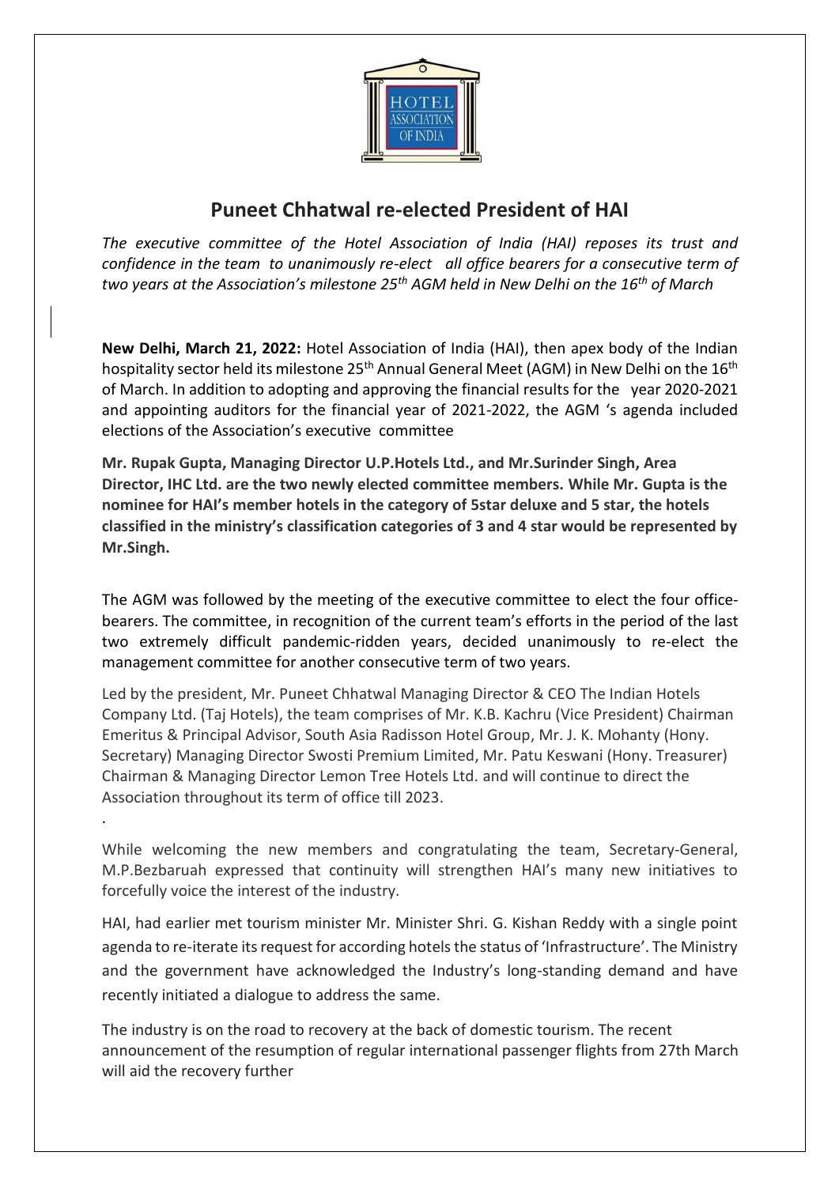# Puneet Chhatwal re-elected President of HAI

*The executive committee of the Hotel Association of India (HAI) reposes its trust and confidence in the team to unanimously re-elect all office bearers for a consecutive term of two years at the Association's milestone 25th AGM held in New Delhi on the 16th of March*

**New Delhi, March 21, 2022:** Hotel Association of India (HAI), then apex body of the Indian hospitality sector held its milestone 25th Annual General Meet (AGM) in New Delhi on the 16th of March. In addition to adopting and approving the financial results for the year 2020-2021 and appointing auditors for the financial year of 2021-2022, the AGM 's agenda included elections of the Association's executive committee

**Mr. Rupak Gupta, Managing Director U.P.Hotels Ltd., and Mr.Surinder Singh, Area Director, IHC Ltd. are the two newly elected committee members. While Mr. Gupta is the nominee for HAI's member hotels in the category of 5star deluxe and 5 star, the hotels classified in the ministry's classification categories of 3 and 4 star would be represented by Mr.Singh.**

The AGM was followed by the meeting of the executive committee to elect the four office-bearers. The committee, in recognition of the current team's efforts in the period of the last two extremely difficult pandemic-ridden years, decided unanimously to re-elect the management committee for another consecutive term of two years.

Led by the president, Mr. Puneet Chhatwal Managing Director & CEO The Indian Hotels Company Ltd. (Taj Hotels), the team comprises of Mr. K.B. Kachru (Vice President) Chairman Emeritus & Principal Advisor, South Asia Radisson Hotel Group, Mr. J. K. Mohanty (Hony. Secretary) Managing Director Swosti Premium Limited, Mr. Patu Keswani (Hony. Treasurer) Chairman & Managing Director Lemon Tree Hotels Ltd. and will continue to direct the Association throughout its term of office till 2023.

.

While welcoming the new members and congratulating the team, Secretary-General, M.P.Bezbaruah expressed that continuity will strengthen HAI's many new initiatives to forcefully voice the interest of the industry.

HAI, had earlier met tourism minister Mr. Minister Shri. G. Kishan Reddy with a single point agenda to re-iterate its request for according hotels the status of 'Infrastructure'. The Ministry and the government have acknowledged the Industry's long-standing demand and have recently initiated a dialogue to address the same.

The industry is on the road to recovery at the back of domestic tourism. The recent announcement of the resumption of regular international passenger flights from 27th March will aid the recovery further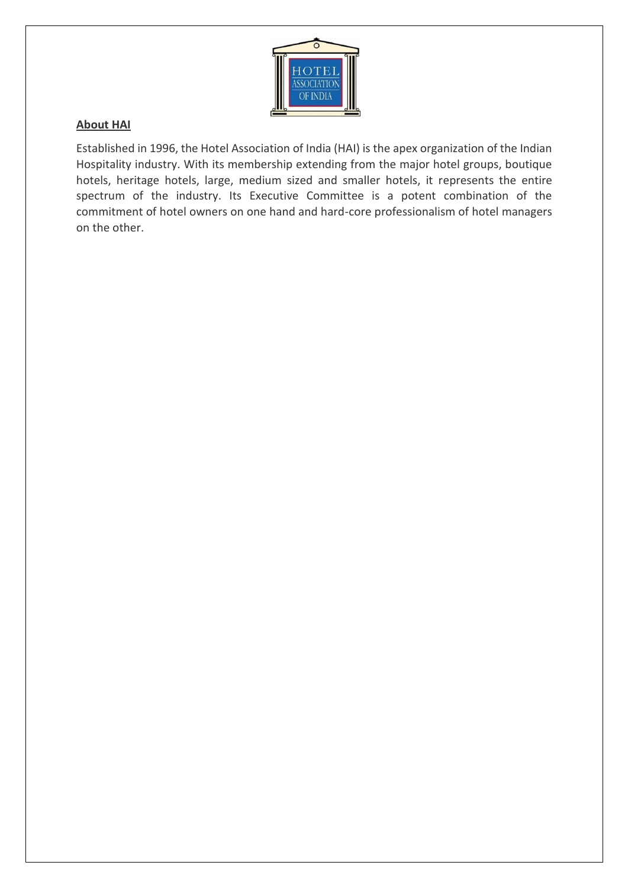**About HAI**

Established in 1996, the Hotel Association of India (HAI) is the apex organization of the Indian Hospitality industry. With its membership extending from the major hotel groups, boutique hotels, heritage hotels, large, medium sized and smaller hotels, it represents the entire spectrum of the industry. Its Executive Committee is a potent combination of the commitment of hotel owners on one hand and hard-core professionalism of hotel managers on the other.